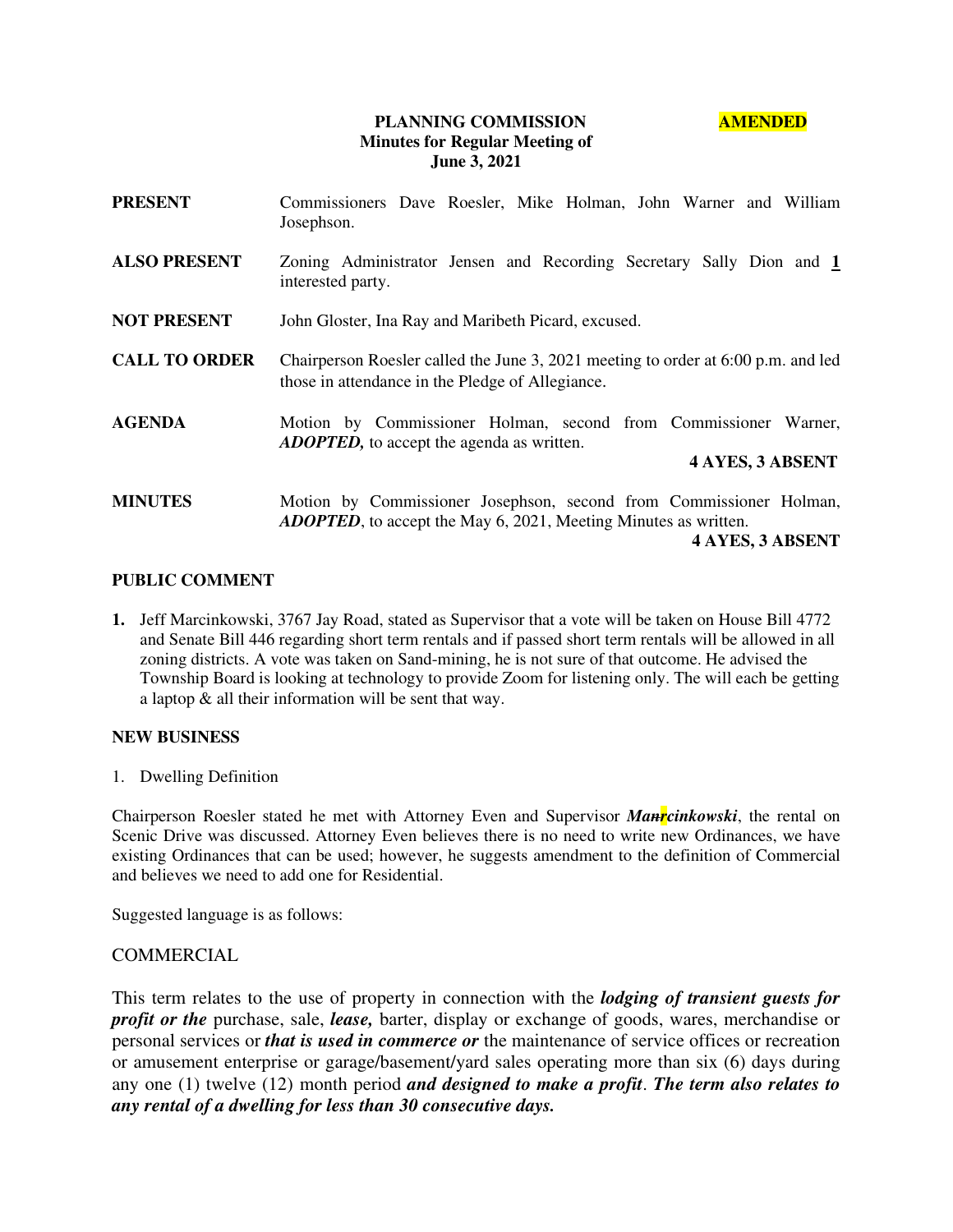**PLANNING COMMISSION** **AMENDED**
**Minutes for Regular Meeting of**
**June 3, 2021**

**PRESENT** Commissioners Dave Roesler, Mike Holman, John Warner and William Josephson.

**ALSO PRESENT** Zoning Administrator Jensen and Recording Secretary Sally Dion and **1** interested party.

**NOT PRESENT** John Gloster, Ina Ray and Maribeth Picard, excused.

**CALL TO ORDER** Chairperson Roesler called the June 3, 2021 meeting to order at 6:00 p.m. and led those in attendance in the Pledge of Allegiance.

**AGENDA** Motion by Commissioner Holman, second from Commissioner Warner, ***ADOPTED,*** to accept the agenda as written.

**4 AYES, 3 ABSENT**

**MINUTES** Motion by Commissioner Josephson, second from Commissioner Holman, ***ADOPTED***, to accept the May 6, 2021, Meeting Minutes as written.

**4 AYES, 3 ABSENT**

**PUBLIC COMMENT**

**1.** Jeff Marcinkowski, 3767 Jay Road, stated as Supervisor that a vote will be taken on House Bill 4772 and Senate Bill 446 regarding short term rentals and if passed short term rentals will be allowed in all zoning districts. A vote was taken on Sand-mining, he is not sure of that outcome. He advised the Township Board is looking at technology to provide Zoom for listening only. The will each be getting a laptop & all their information will be sent that way.

**NEW BUSINESS**

1. Dwelling Definition

Chairperson Roesler stated he met with Attorney Even and Supervisor ***Manrcinkowski***, the rental on Scenic Drive was discussed. Attorney Even believes there is no need to write new Ordinances, we have existing Ordinances that can be used; however, he suggests amendment to the definition of Commercial and believes we need to add one for Residential.

Suggested language is as follows:

COMMERCIAL

This term relates to the use of property in connection with the ***lodging of transient guests for profit or the*** purchase, sale, ***lease,*** barter, display or exchange of goods, wares, merchandise or personal services or ***that is used in commerce or*** the maintenance of service offices or recreation or amusement enterprise or garage/basement/yard sales operating more than six (6) days during any one (1) twelve (12) month period ***and designed to make a profit***. ***The term also relates to any rental of a dwelling for less than 30 consecutive days.***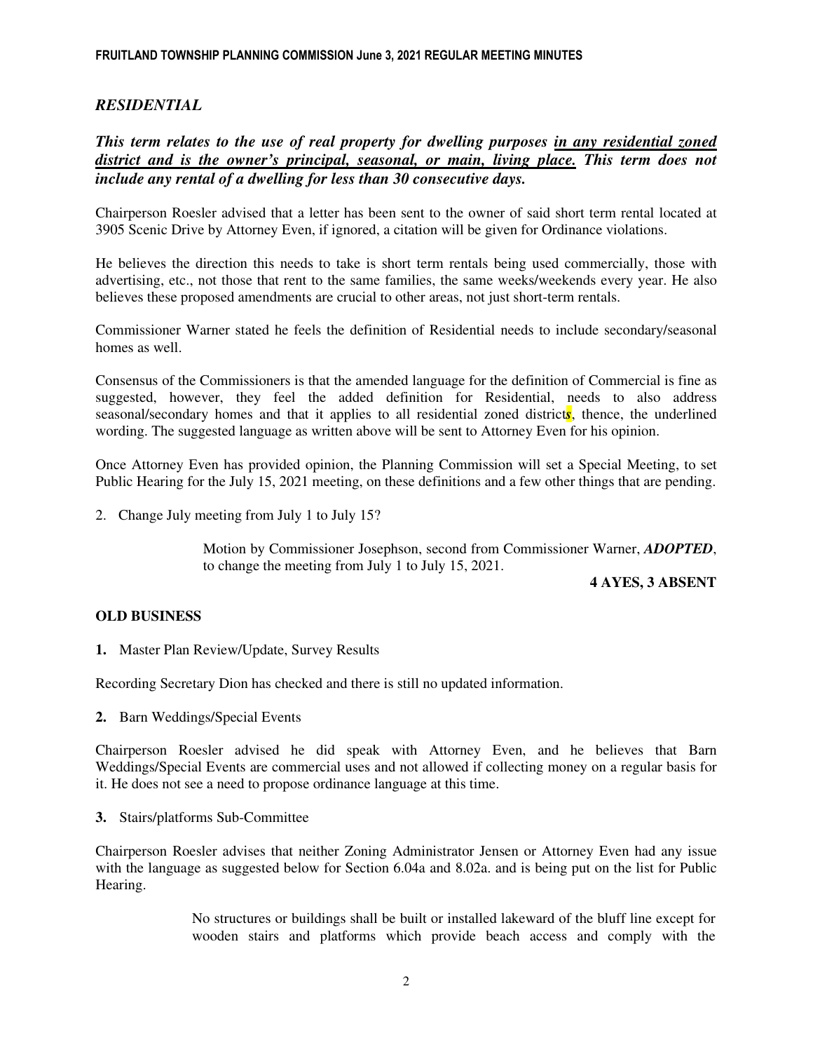***RESIDENTIAL***

***This term relates to the use of real property for dwelling purposes <u>in any residential zoned district and is the owner's principal, seasonal, or main, living place.</u> This term does not include any rental of a dwelling for less than 30 consecutive days.***

Chairperson Roesler advised that a letter has been sent to the owner of said short term rental located at 3905 Scenic Drive by Attorney Even, if ignored, a citation will be given for Ordinance violations.

He believes the direction this needs to take is short term rentals being used commercially, those with advertising, etc., not those that rent to the same families, the same weeks/weekends every year. He also believes these proposed amendments are crucial to other areas, not just short-term rentals.

Commissioner Warner stated he feels the definition of Residential needs to include secondary/seasonal homes as well.

Consensus of the Commissioners is that the amended language for the definition of Commercial is fine as suggested, however, they feel the added definition for Residential, needs to also address seasonal/secondary homes and that it applies to all residential zoned districts, thence, the underlined wording. The suggested language as written above will be sent to Attorney Even for his opinion.

Once Attorney Even has provided opinion, the Planning Commission will set a Special Meeting, to set Public Hearing for the July 15, 2021 meeting, on these definitions and a few other things that are pending.

2. Change July meeting from July 1 to July 15?

> Motion by Commissioner Josephson, second from Commissioner Warner, ***ADOPTED***, to change the meeting from July 1 to July 15, 2021.
>
> **4 AYES, 3 ABSENT**

**OLD BUSINESS**

**1.** Master Plan Review/Update, Survey Results

Recording Secretary Dion has checked and there is still no updated information.

**2.** Barn Weddings/Special Events

Chairperson Roesler advised he did speak with Attorney Even, and he believes that Barn Weddings/Special Events are commercial uses and not allowed if collecting money on a regular basis for it. He does not see a need to propose ordinance language at this time.

**3.** Stairs/platforms Sub-Committee

Chairperson Roesler advises that neither Zoning Administrator Jensen or Attorney Even had any issue with the language as suggested below for Section 6.04a and 8.02a. and is being put on the list for Public Hearing.

> No structures or buildings shall be built or installed lakeward of the bluff line except for wooden stairs and platforms which provide beach access and comply with the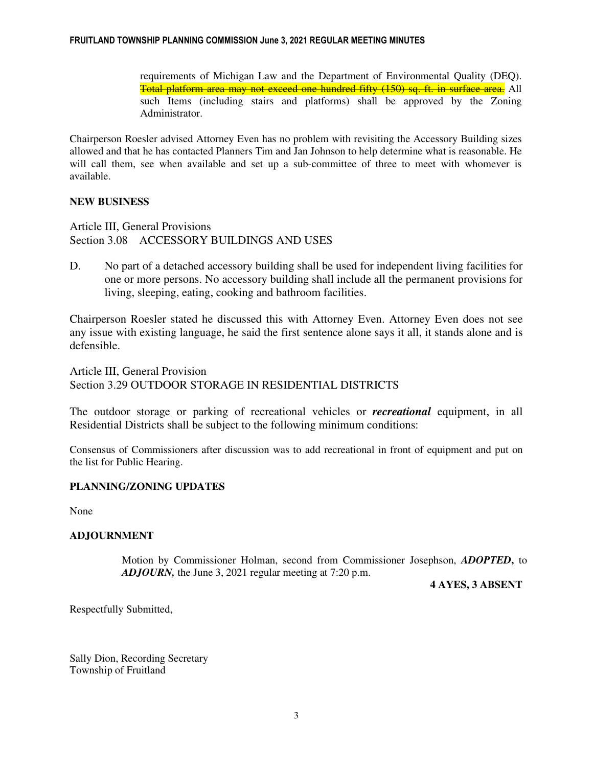requirements of Michigan Law and the Department of Environmental Quality (DEQ). ~~Total platform area may not exceed one hundred fifty (150) sq. ft. in surface area.~~ All such Items (including stairs and platforms) shall be approved by the Zoning Administrator.

Chairperson Roesler advised Attorney Even has no problem with revisiting the Accessory Building sizes allowed and that he has contacted Planners Tim and Jan Johnson to help determine what is reasonable. He will call them, see when available and set up a sub-committee of three to meet with whomever is available.

**NEW BUSINESS**

Article III, General Provisions
Section 3.08 ACCESSORY BUILDINGS AND USES

D. No part of a detached accessory building shall be used for independent living facilities for one or more persons. No accessory building shall include all the permanent provisions for living, sleeping, eating, cooking and bathroom facilities.

Chairperson Roesler stated he discussed this with Attorney Even. Attorney Even does not see any issue with existing language, he said the first sentence alone says it all, it stands alone and is defensible.

Article III, General Provision
Section 3.29 OUTDOOR STORAGE IN RESIDENTIAL DISTRICTS

The outdoor storage or parking of recreational vehicles or ***recreational*** equipment, in all Residential Districts shall be subject to the following minimum conditions:

Consensus of Commissioners after discussion was to add recreational in front of equipment and put on the list for Public Hearing.

**PLANNING/ZONING UPDATES**

None

**ADJOURNMENT**

Motion by Commissioner Holman, second from Commissioner Josephson, ***ADOPTED*,** to ***ADJOURN,*** the June 3, 2021 regular meeting at 7:20 p.m.

**4 AYES, 3 ABSENT**

Respectfully Submitted,

Sally Dion, Recording Secretary
Township of Fruitland